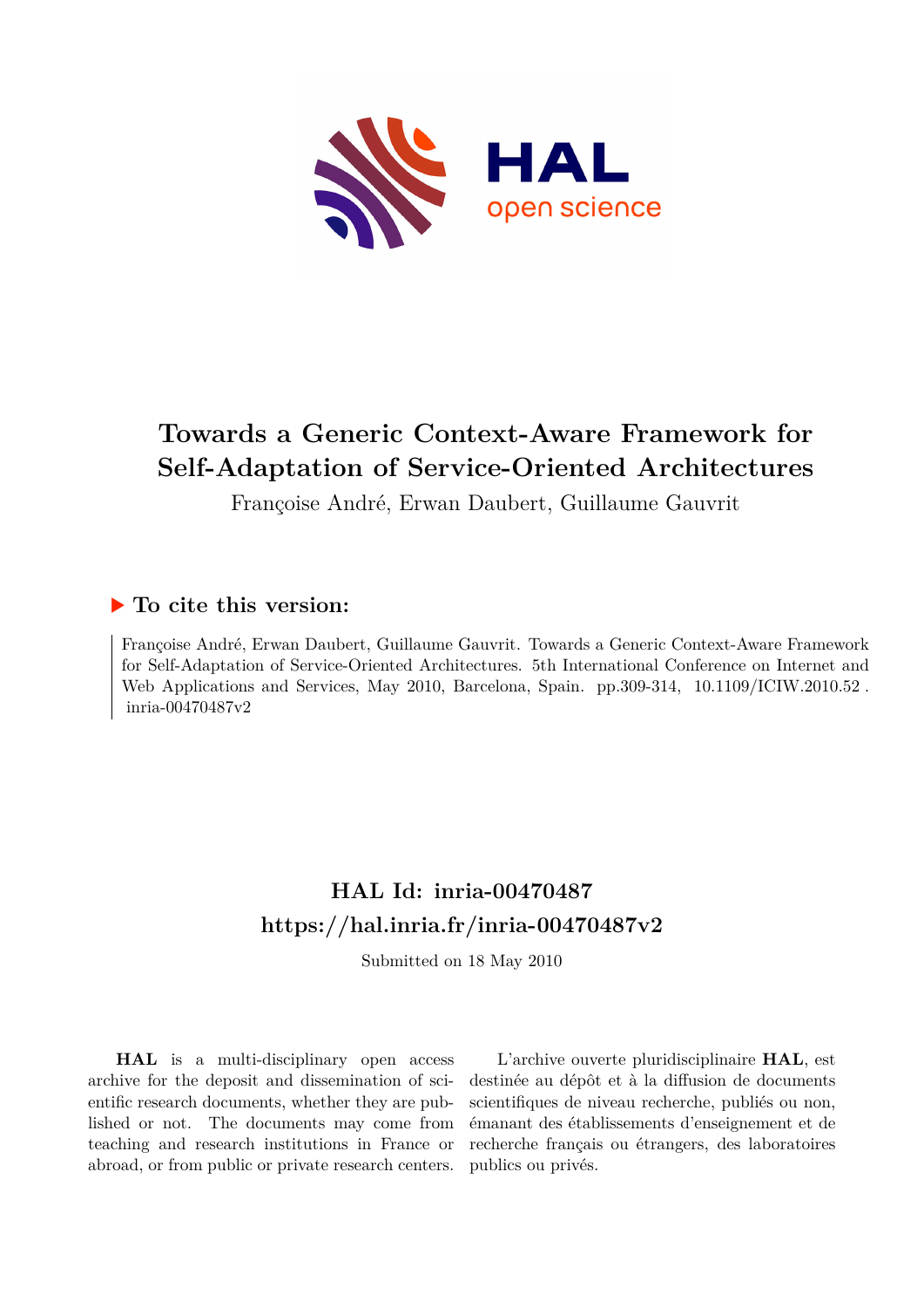# Towards a Generic Context-Aware Framework for Self-Adaptation of Service-Oriented Architectures

Françoise André, Erwan Daubert, Guillaume Gauvrit

### ▶ To cite this version:

Françoise André, Erwan Daubert, Guillaume Gauvrit. Towards a Generic Context-Aware Framework for Self-Adaptation of Service-Oriented Architectures. 5th International Conference on Internet and Web Applications and Services, May 2010, Barcelona, Spain. pp.309-314, 10.1109/ICIW.2010.52 . inria-00470487v2

## HAL Id: inria-00470487
## https://hal.inria.fr/inria-00470487v2

Submitted on 18 May 2010

**HAL** is a multi-disciplinary open access archive for the deposit and dissemination of scientific research documents, whether they are published or not. The documents may come from teaching and research institutions in France or abroad, or from public or private research centers.

L'archive ouverte pluridisciplinaire **HAL**, est destinée au dépôt et à la diffusion de documents scientifiques de niveau recherche, publiés ou non, émanant des établissements d'enseignement et de recherche français ou étrangers, des laboratoires publics ou privés.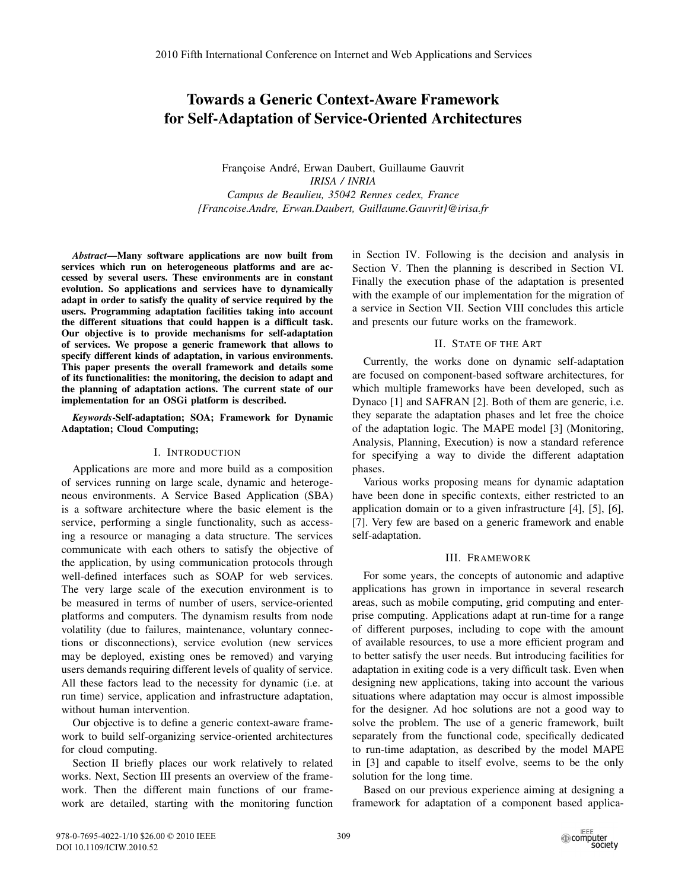# Towards a Generic Context-Aware Framework for Self-Adaptation of Service-Oriented Architectures

Françoise André, Erwan Daubert, Guillaume Gauvrit
*IRISA / INRIA*
*Campus de Beaulieu, 35042 Rennes cedex, France*
*{Francoise.Andre, Erwan.Daubert, Guillaume.Gauvrit}@irisa.fr*

***Abstract*—Many software applications are now built from services which run on heterogeneous platforms and are accessed by several users. These environments are in constant evolution. So applications and services have to dynamically adapt in order to satisfy the quality of service required by the users. Programming adaptation facilities taking into account the different situations that could happen is a difficult task. Our objective is to provide mechanisms for self-adaptation of services. We propose a generic framework that allows to specify different kinds of adaptation, in various environments. This paper presents the overall framework and details some of its functionalities: the monitoring, the decision to adapt and the planning of adaptation actions. The current state of our implementation for an OSGi platform is described.**

***Keywords*-Self-adaptation; SOA; Framework for Dynamic Adaptation; Cloud Computing;**

## I. Introduction

Applications are more and more build as a composition of services running on large scale, dynamic and heterogeneous environments. A Service Based Application (SBA) is a software architecture where the basic element is the service, performing a single functionality, such as accessing a resource or managing a data structure. The services communicate with each others to satisfy the objective of the application, by using communication protocols through well-defined interfaces such as SOAP for web services. The very large scale of the execution environment is to be measured in terms of number of users, service-oriented platforms and computers. The dynamism results from node volatility (due to failures, maintenance, voluntary connections or disconnections), service evolution (new services may be deployed, existing ones be removed) and varying users demands requiring different levels of quality of service. All these factors lead to the necessity for dynamic (i.e. at run time) service, application and infrastructure adaptation, without human intervention.

Our objective is to define a generic context-aware framework to build self-organizing service-oriented architectures for cloud computing.

Section II briefly places our work relatively to related works. Next, Section III presents an overview of the framework. Then the different main functions of our framework are detailed, starting with the monitoring function in Section IV. Following is the decision and analysis in Section V. Then the planning is described in Section VI. Finally the execution phase of the adaptation is presented with the example of our implementation for the migration of a service in Section VII. Section VIII concludes this article and presents our future works on the framework.

## II. State of the Art

Currently, the works done on dynamic self-adaptation are focused on component-based software architectures, for which multiple frameworks have been developed, such as Dynaco [1] and SAFRAN [2]. Both of them are generic, i.e. they separate the adaptation phases and let free the choice of the adaptation logic. The MAPE model [3] (Monitoring, Analysis, Planning, Execution) is now a standard reference for specifying a way to divide the different adaptation phases.

Various works proposing means for dynamic adaptation have been done in specific contexts, either restricted to an application domain or to a given infrastructure [4], [5], [6], [7]. Very few are based on a generic framework and enable self-adaptation.

## III. Framework

For some years, the concepts of autonomic and adaptive applications has grown in importance in several research areas, such as mobile computing, grid computing and enterprise computing. Applications adapt at run-time for a range of different purposes, including to cope with the amount of available resources, to use a more efficient program and to better satisfy the user needs. But introducing facilities for adaptation in exiting code is a very difficult task. Even when designing new applications, taking into account the various situations where adaptation may occur is almost impossible for the designer. Ad hoc solutions are not a good way to solve the problem. The use of a generic framework, built separately from the functional code, specifically dedicated to run-time adaptation, as described by the model MAPE in [3] and capable to itself evolve, seems to be the only solution for the long time.

Based on our previous experience aiming at designing a framework for adaptation of a component based applica-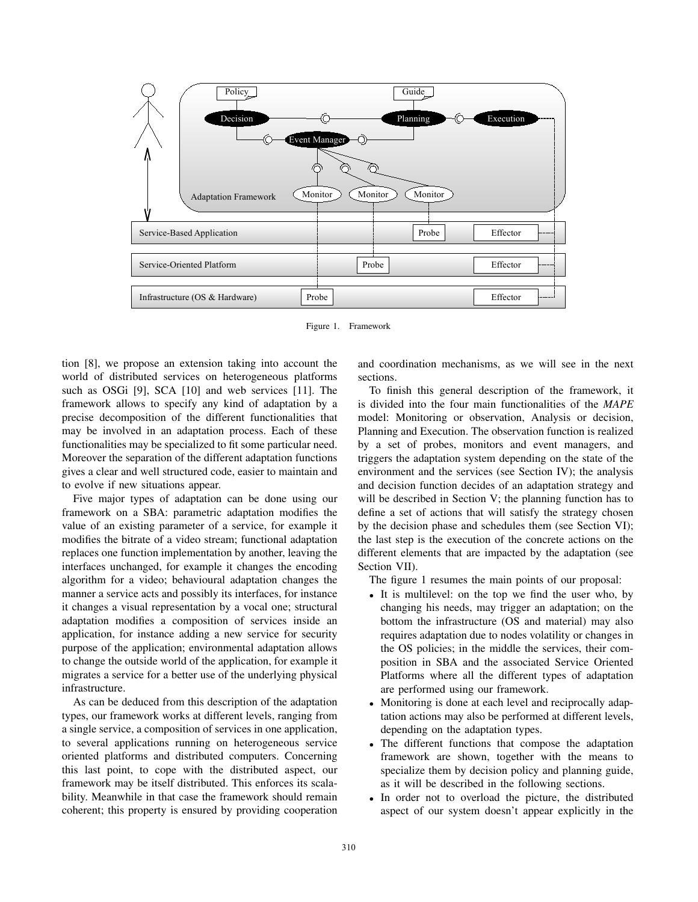Figure 1. Framework

tion [8], we propose an extension taking into account the world of distributed services on heterogeneous platforms such as OSGi [9], SCA [10] and web services [11]. The framework allows to specify any kind of adaptation by a precise decomposition of the different functionalities that may be involved in an adaptation process. Each of these functionalities may be specialized to fit some particular need. Moreover the separation of the different adaptation functions gives a clear and well structured code, easier to maintain and to evolve if new situations appear.

Five major types of adaptation can be done using our framework on a SBA: parametric adaptation modifies the value of an existing parameter of a service, for example it modifies the bitrate of a video stream; functional adaptation replaces one function implementation by another, leaving the interfaces unchanged, for example it changes the encoding algorithm for a video; behavioural adaptation changes the manner a service acts and possibly its interfaces, for instance it changes a visual representation by a vocal one; structural adaptation modifies a composition of services inside an application, for instance adding a new service for security purpose of the application; environmental adaptation allows to change the outside world of the application, for example it migrates a service for a better use of the underlying physical infrastructure.

As can be deduced from this description of the adaptation types, our framework works at different levels, ranging from a single service, a composition of services in one application, to several applications running on heterogeneous service oriented platforms and distributed computers. Concerning this last point, to cope with the distributed aspect, our framework may be itself distributed. This enforces its scalability. Meanwhile in that case the framework should remain coherent; this property is ensured by providing cooperation and coordination mechanisms, as we will see in the next sections.

To finish this general description of the framework, it is divided into the four main functionalities of the *MAPE* model: Monitoring or observation, Analysis or decision, Planning and Execution. The observation function is realized by a set of probes, monitors and event managers, and triggers the adaptation system depending on the state of the environment and the services (see Section IV); the analysis and decision function decides of an adaptation strategy and will be described in Section V; the planning function has to define a set of actions that will satisfy the strategy chosen by the decision phase and schedules them (see Section VI); the last step is the execution of the concrete actions on the different elements that are impacted by the adaptation (see Section VII).

The figure 1 resumes the main points of our proposal:

- It is multilevel: on the top we find the user who, by changing his needs, may trigger an adaptation; on the bottom the infrastructure (OS and material) may also requires adaptation due to nodes volatility or changes in the OS policies; in the middle the services, their composition in SBA and the associated Service Oriented Platforms where all the different types of adaptation are performed using our framework.
- Monitoring is done at each level and reciprocally adaptation actions may also be performed at different levels, depending on the adaptation types.
- The different functions that compose the adaptation framework are shown, together with the means to specialize them by decision policy and planning guide, as it will be described in the following sections.
- In order not to overload the picture, the distributed aspect of our system doesn't appear explicitly in the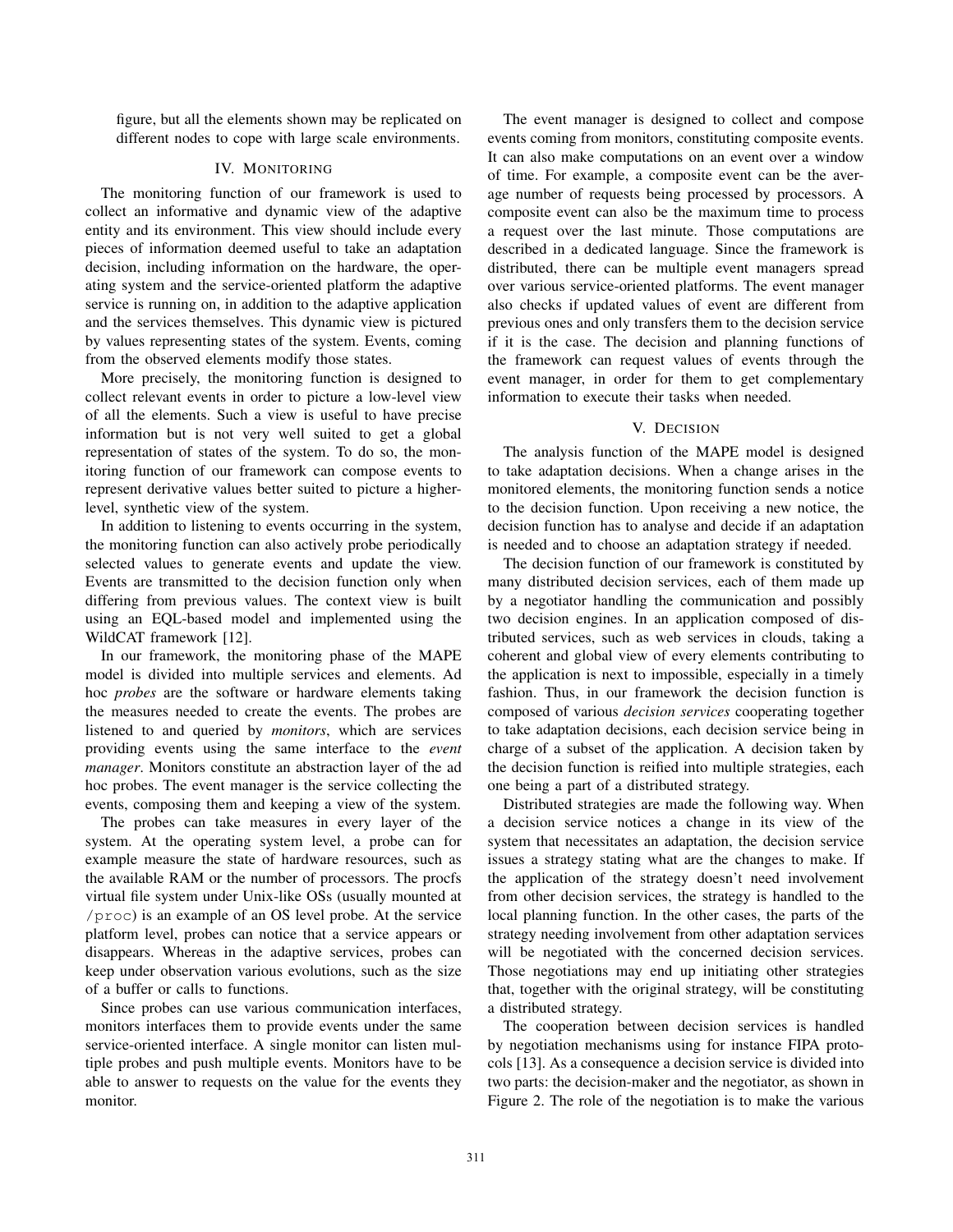figure, but all the elements shown may be replicated on different nodes to cope with large scale environments.

## IV. Monitoring

The monitoring function of our framework is used to collect an informative and dynamic view of the adaptive entity and its environment. This view should include every pieces of information deemed useful to take an adaptation decision, including information on the hardware, the operating system and the service-oriented platform the adaptive service is running on, in addition to the adaptive application and the services themselves. This dynamic view is pictured by values representing states of the system. Events, coming from the observed elements modify those states.

More precisely, the monitoring function is designed to collect relevant events in order to picture a low-level view of all the elements. Such a view is useful to have precise information but is not very well suited to get a global representation of states of the system. To do so, the monitoring function of our framework can compose events to represent derivative values better suited to picture a higher-level, synthetic view of the system.

In addition to listening to events occurring in the system, the monitoring function can also actively probe periodically selected values to generate events and update the view. Events are transmitted to the decision function only when differing from previous values. The context view is built using an EQL-based model and implemented using the WildCAT framework [12].

In our framework, the monitoring phase of the MAPE model is divided into multiple services and elements. Ad hoc *probes* are the software or hardware elements taking the measures needed to create the events. The probes are listened to and queried by *monitors*, which are services providing events using the same interface to the *event manager*. Monitors constitute an abstraction layer of the ad hoc probes. The event manager is the service collecting the events, composing them and keeping a view of the system.

The probes can take measures in every layer of the system. At the operating system level, a probe can for example measure the state of hardware resources, such as the available RAM or the number of processors. The procfs virtual file system under Unix-like OSs (usually mounted at `/proc`) is an example of an OS level probe. At the service platform level, probes can notice that a service appears or disappears. Whereas in the adaptive services, probes can keep under observation various evolutions, such as the size of a buffer or calls to functions.

Since probes can use various communication interfaces, monitors interfaces them to provide events under the same service-oriented interface. A single monitor can listen multiple probes and push multiple events. Monitors have to be able to answer to requests on the value for the events they monitor.

The event manager is designed to collect and compose events coming from monitors, constituting composite events. It can also make computations on an event over a window of time. For example, a composite event can be the average number of requests being processed by processors. A composite event can also be the maximum time to process a request over the last minute. Those computations are described in a dedicated language. Since the framework is distributed, there can be multiple event managers spread over various service-oriented platforms. The event manager also checks if updated values of event are different from previous ones and only transfers them to the decision service if it is the case. The decision and planning functions of the framework can request values of events through the event manager, in order for them to get complementary information to execute their tasks when needed.

## V. Decision

The analysis function of the MAPE model is designed to take adaptation decisions. When a change arises in the monitored elements, the monitoring function sends a notice to the decision function. Upon receiving a new notice, the decision function has to analyse and decide if an adaptation is needed and to choose an adaptation strategy if needed.

The decision function of our framework is constituted by many distributed decision services, each of them made up by a negotiator handling the communication and possibly two decision engines. In an application composed of distributed services, such as web services in clouds, taking a coherent and global view of every elements contributing to the application is next to impossible, especially in a timely fashion. Thus, in our framework the decision function is composed of various *decision services* cooperating together to take adaptation decisions, each decision service being in charge of a subset of the application. A decision taken by the decision function is reified into multiple strategies, each one being a part of a distributed strategy.

Distributed strategies are made the following way. When a decision service notices a change in its view of the system that necessitates an adaptation, the decision service issues a strategy stating what are the changes to make. If the application of the strategy doesn't need involvement from other decision services, the strategy is handled to the local planning function. In the other cases, the parts of the strategy needing involvement from other adaptation services will be negotiated with the concerned decision services. Those negotiations may end up initiating other strategies that, together with the original strategy, will be constituting a distributed strategy.

The cooperation between decision services is handled by negotiation mechanisms using for instance FIPA protocols [13]. As a consequence a decision service is divided into two parts: the decision-maker and the negotiator, as shown in Figure 2. The role of the negotiation is to make the various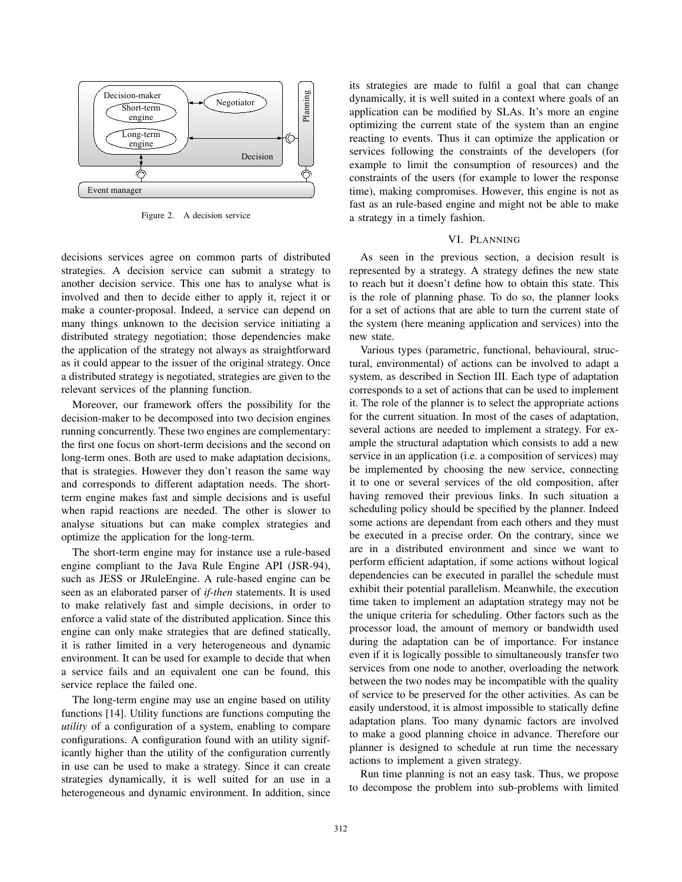Decision-maker

Short-term engine

Long-term engine

Negotiator

Decision

Planning

Event manager

Figure 2. A decision service

decisions services agree on common parts of distributed strategies. A decision service can submit a strategy to another decision service. This one has to analyse what is involved and then to decide either to apply it, reject it or make a counter-proposal. Indeed, a service can depend on many things unknown to the decision service initiating a distributed strategy negotiation; those dependencies make the application of the strategy not always as straightforward as it could appear to the issuer of the original strategy. Once a distributed strategy is negotiated, strategies are given to the relevant services of the planning function.

Moreover, our framework offers the possibility for the decision-maker to be decomposed into two decision engines running concurrently. These two engines are complementary: the first one focus on short-term decisions and the second on long-term ones. Both are used to make adaptation decisions, that is strategies. However they don't reason the same way and corresponds to different adaptation needs. The short-term engine makes fast and simple decisions and is useful when rapid reactions are needed. The other is slower to analyse situations but can make complex strategies and optimize the application for the long-term.

The short-term engine may for instance use a rule-based engine compliant to the Java Rule Engine API (JSR-94), such as JESS or JRuleEngine. A rule-based engine can be seen as an elaborated parser of *if-then* statements. It is used to make relatively fast and simple decisions, in order to enforce a valid state of the distributed application. Since this engine can only make strategies that are defined statically, it is rather limited in a very heterogeneous and dynamic environment. It can be used for example to decide that when a service fails and an equivalent one can be found, this service replace the failed one.

The long-term engine may use an engine based on utility functions [14]. Utility functions are functions computing the *utility* of a configuration of a system, enabling to compare configurations. A configuration found with an utility significantly higher than the utility of the configuration currently in use can be used to make a strategy. Since it can create strategies dynamically, it is well suited for an use in a heterogeneous and dynamic environment. In addition, since its strategies are made to fulfil a goal that can change dynamically, it is well suited in a context where goals of an application can be modified by SLAs. It's more an engine optimizing the current state of the system than an engine reacting to events. Thus it can optimize the application or services following the constraints of the developers (for example to limit the consumption of resources) and the constraints of the users (for example to lower the response time), making compromises. However, this engine is not as fast as an rule-based engine and might not be able to make a strategy in a timely fashion.

## VI. Planning

As seen in the previous section, a decision result is represented by a strategy. A strategy defines the new state to reach but it doesn't define how to obtain this state. This is the role of planning phase. To do so, the planner looks for a set of actions that are able to turn the current state of the system (here meaning application and services) into the new state.

Various types (parametric, functional, behavioural, structural, environmental) of actions can be involved to adapt a system, as described in Section III. Each type of adaptation corresponds to a set of actions that can be used to implement it. The role of the planner is to select the appropriate actions for the current situation. In most of the cases of adaptation, several actions are needed to implement a strategy. For example the structural adaptation which consists to add a new service in an application (i.e. a composition of services) may be implemented by choosing the new service, connecting it to one or several services of the old composition, after having removed their previous links. In such situation a scheduling policy should be specified by the planner. Indeed some actions are dependant from each others and they must be executed in a precise order. On the contrary, since we are in a distributed environment and since we want to perform efficient adaptation, if some actions without logical dependencies can be executed in parallel the schedule must exhibit their potential parallelism. Meanwhile, the execution time taken to implement an adaptation strategy may not be the unique criteria for scheduling. Other factors such as the processor load, the amount of memory or bandwidth used during the adaptation can be of importance. For instance even if it is logically possible to simultaneously transfer two services from one node to another, overloading the network between the two nodes may be incompatible with the quality of service to be preserved for the other activities. As can be easily understood, it is almost impossible to statically define adaptation plans. Too many dynamic factors are involved to make a good planning choice in advance. Therefore our planner is designed to schedule at run time the necessary actions to implement a given strategy.

Run time planning is not an easy task. Thus, we propose to decompose the problem into sub-problems with limited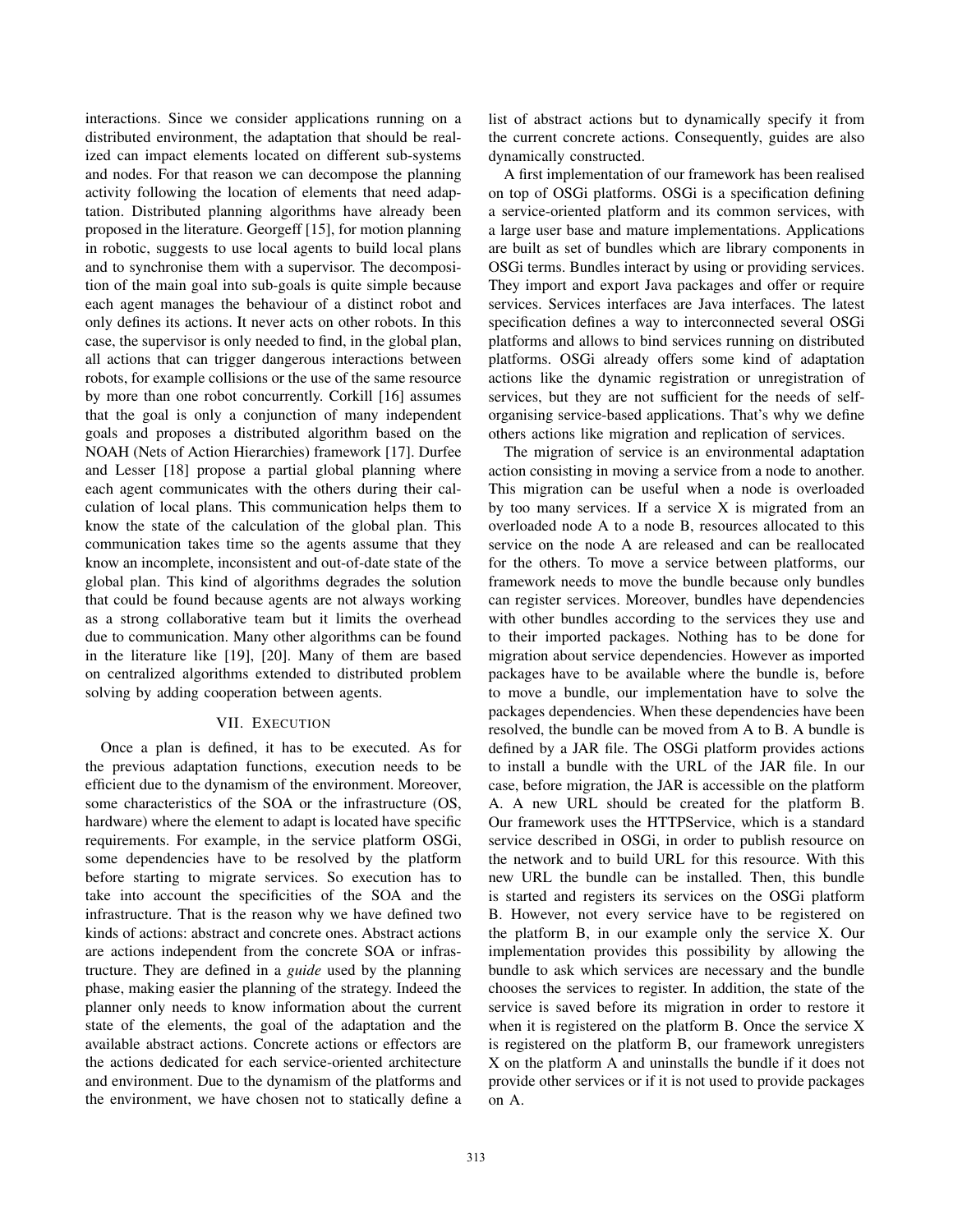interactions. Since we consider applications running on a distributed environment, the adaptation that should be realized can impact elements located on different sub-systems and nodes. For that reason we can decompose the planning activity following the location of elements that need adaptation. Distributed planning algorithms have already been proposed in the literature. Georgeff [15], for motion planning in robotic, suggests to use local agents to build local plans and to synchronise them with a supervisor. The decomposition of the main goal into sub-goals is quite simple because each agent manages the behaviour of a distinct robot and only defines its actions. It never acts on other robots. In this case, the supervisor is only needed to find, in the global plan, all actions that can trigger dangerous interactions between robots, for example collisions or the use of the same resource by more than one robot concurrently. Corkill [16] assumes that the goal is only a conjunction of many independent goals and proposes a distributed algorithm based on the NOAH (Nets of Action Hierarchies) framework [17]. Durfee and Lesser [18] propose a partial global planning where each agent communicates with the others during their calculation of local plans. This communication helps them to know the state of the calculation of the global plan. This communication takes time so the agents assume that they know an incomplete, inconsistent and out-of-date state of the global plan. This kind of algorithms degrades the solution that could be found because agents are not always working as a strong collaborative team but it limits the overhead due to communication. Many other algorithms can be found in the literature like [19], [20]. Many of them are based on centralized algorithms extended to distributed problem solving by adding cooperation between agents.

## VII. Execution

Once a plan is defined, it has to be executed. As for the previous adaptation functions, execution needs to be efficient due to the dynamism of the environment. Moreover, some characteristics of the SOA or the infrastructure (OS, hardware) where the element to adapt is located have specific requirements. For example, in the service platform OSGi, some dependencies have to be resolved by the platform before starting to migrate services. So execution has to take into account the specificities of the SOA and the infrastructure. That is the reason why we have defined two kinds of actions: abstract and concrete ones. Abstract actions are actions independent from the concrete SOA or infrastructure. They are defined in a *guide* used by the planning phase, making easier the planning of the strategy. Indeed the planner only needs to know information about the current state of the elements, the goal of the adaptation and the available abstract actions. Concrete actions or effectors are the actions dedicated for each service-oriented architecture and environment. Due to the dynamism of the platforms and the environment, we have chosen not to statically define a list of abstract actions but to dynamically specify it from the current concrete actions. Consequently, guides are also dynamically constructed.

A first implementation of our framework has been realised on top of OSGi platforms. OSGi is a specification defining a service-oriented platform and its common services, with a large user base and mature implementations. Applications are built as set of bundles which are library components in OSGi terms. Bundles interact by using or providing services. They import and export Java packages and offer or require services. Services interfaces are Java interfaces. The latest specification defines a way to interconnected several OSGi platforms and allows to bind services running on distributed platforms. OSGi already offers some kind of adaptation actions like the dynamic registration or unregistration of services, but they are not sufficient for the needs of self-organising service-based applications. That's why we define others actions like migration and replication of services.

The migration of service is an environmental adaptation action consisting in moving a service from a node to another. This migration can be useful when a node is overloaded by too many services. If a service X is migrated from an overloaded node A to a node B, resources allocated to this service on the node A are released and can be reallocated for the others. To move a service between platforms, our framework needs to move the bundle because only bundles can register services. Moreover, bundles have dependencies with other bundles according to the services they use and to their imported packages. Nothing has to be done for migration about service dependencies. However as imported packages have to be available where the bundle is, before to move a bundle, our implementation have to solve the packages dependencies. When these dependencies have been resolved, the bundle can be moved from A to B. A bundle is defined by a JAR file. The OSGi platform provides actions to install a bundle with the URL of the JAR file. In our case, before migration, the JAR is accessible on the platform A. A new URL should be created for the platform B. Our framework uses the HTTPService, which is a standard service described in OSGi, in order to publish resource on the network and to build URL for this resource. With this new URL the bundle can be installed. Then, this bundle is started and registers its services on the OSGi platform B. However, not every service have to be registered on the platform B, in our example only the service X. Our implementation provides this possibility by allowing the bundle to ask which services are necessary and the bundle chooses the services to register. In addition, the state of the service is saved before its migration in order to restore it when it is registered on the platform B. Once the service X is registered on the platform B, our framework unregisters X on the platform A and uninstalls the bundle if it does not provide other services or if it is not used to provide packages on A.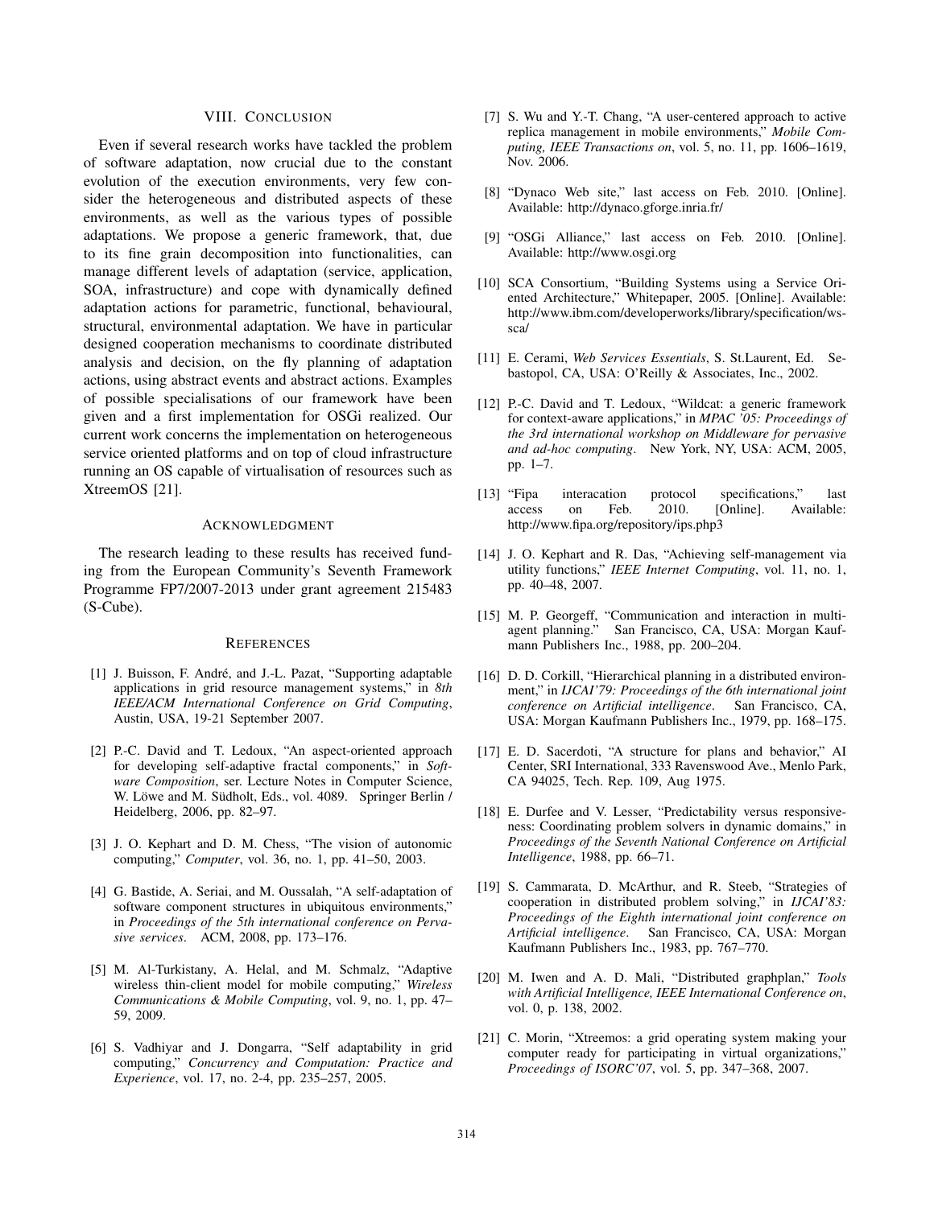## VIII. Conclusion

Even if several research works have tackled the problem of software adaptation, now crucial due to the constant evolution of the execution environments, very few consider the heterogeneous and distributed aspects of these environments, as well as the various types of possible adaptations. We propose a generic framework, that, due to its fine grain decomposition into functionalities, can manage different levels of adaptation (service, application, SOA, infrastructure) and cope with dynamically defined adaptation actions for parametric, functional, behavioural, structural, environmental adaptation. We have in particular designed cooperation mechanisms to coordinate distributed analysis and decision, on the fly planning of adaptation actions, using abstract events and abstract actions. Examples of possible specialisations of our framework have been given and a first implementation for OSGi realized. Our current work concerns the implementation on heterogeneous service oriented platforms and on top of cloud infrastructure running an OS capable of virtualisation of resources such as XtreemOS [21].

## Acknowledgment

The research leading to these results has received funding from the European Community's Seventh Framework Programme FP7/2007-2013 under grant agreement 215483 (S-Cube).

## References

[1] J. Buisson, F. André, and J.-L. Pazat, "Supporting adaptable applications in grid resource management systems," in *8th IEEE/ACM International Conference on Grid Computing*, Austin, USA, 19-21 September 2007.

[2] P.-C. David and T. Ledoux, "An aspect-oriented approach for developing self-adaptive fractal components," in *Software Composition*, ser. Lecture Notes in Computer Science, W. Löwe and M. Südholt, Eds., vol. 4089. Springer Berlin / Heidelberg, 2006, pp. 82–97.

[3] J. O. Kephart and D. M. Chess, "The vision of autonomic computing," *Computer*, vol. 36, no. 1, pp. 41–50, 2003.

[4] G. Bastide, A. Seriai, and M. Oussalah, "A self-adaptation of software component structures in ubiquitous environments," in *Proceedings of the 5th international conference on Pervasive services*. ACM, 2008, pp. 173–176.

[5] M. Al-Turkistany, A. Helal, and M. Schmalz, "Adaptive wireless thin-client model for mobile computing," *Wireless Communications & Mobile Computing*, vol. 9, no. 1, pp. 47–59, 2009.

[6] S. Vadhiyar and J. Dongarra, "Self adaptability in grid computing," *Concurrency and Computation: Practice and Experience*, vol. 17, no. 2-4, pp. 235–257, 2005.

[7] S. Wu and Y.-T. Chang, "A user-centered approach to active replica management in mobile environments," *Mobile Computing, IEEE Transactions on*, vol. 5, no. 11, pp. 1606–1619, Nov. 2006.

[8] "Dynaco Web site," last access on Feb. 2010. [Online]. Available: http://dynaco.gforge.inria.fr/

[9] "OSGi Alliance," last access on Feb. 2010. [Online]. Available: http://www.osgi.org

[10] SCA Consortium, "Building Systems using a Service Oriented Architecture," Whitepaper, 2005. [Online]. Available: http://www.ibm.com/developerworks/library/specification/ws-sca/

[11] E. Cerami, *Web Services Essentials*, S. St.Laurent, Ed. Sebastopol, CA, USA: O'Reilly & Associates, Inc., 2002.

[12] P.-C. David and T. Ledoux, "Wildcat: a generic framework for context-aware applications," in *MPAC '05: Proceedings of the 3rd international workshop on Middleware for pervasive and ad-hoc computing*. New York, NY, USA: ACM, 2005, pp. 1–7.

[13] "Fipa interacation protocol specifications," last access on Feb. 2010. [Online]. Available: http://www.fipa.org/repository/ips.php3

[14] J. O. Kephart and R. Das, "Achieving self-management via utility functions," *IEEE Internet Computing*, vol. 11, no. 1, pp. 40–48, 2007.

[15] M. P. Georgeff, "Communication and interaction in multi-agent planning." San Francisco, CA, USA: Morgan Kaufmann Publishers Inc., 1988, pp. 200–204.

[16] D. D. Corkill, "Hierarchical planning in a distributed environment," in *IJCAI'79: Proceedings of the 6th international joint conference on Artificial intelligence*. San Francisco, CA, USA: Morgan Kaufmann Publishers Inc., 1979, pp. 168–175.

[17] E. D. Sacerdoti, "A structure for plans and behavior," AI Center, SRI International, 333 Ravenswood Ave., Menlo Park, CA 94025, Tech. Rep. 109, Aug 1975.

[18] E. Durfee and V. Lesser, "Predictability versus responsiveness: Coordinating problem solvers in dynamic domains," in *Proceedings of the Seventh National Conference on Artificial Intelligence*, 1988, pp. 66–71.

[19] S. Cammarata, D. McArthur, and R. Steeb, "Strategies of cooperation in distributed problem solving," in *IJCAI'83: Proceedings of the Eighth international joint conference on Artificial intelligence*. San Francisco, CA, USA: Morgan Kaufmann Publishers Inc., 1983, pp. 767–770.

[20] M. Iwen and A. D. Mali, "Distributed graphplan," *Tools with Artificial Intelligence, IEEE International Conference on*, vol. 0, p. 138, 2002.

[21] C. Morin, "Xtreemos: a grid operating system making your computer ready for participating in virtual organizations," *Proceedings of ISORC'07*, vol. 5, pp. 347–368, 2007.